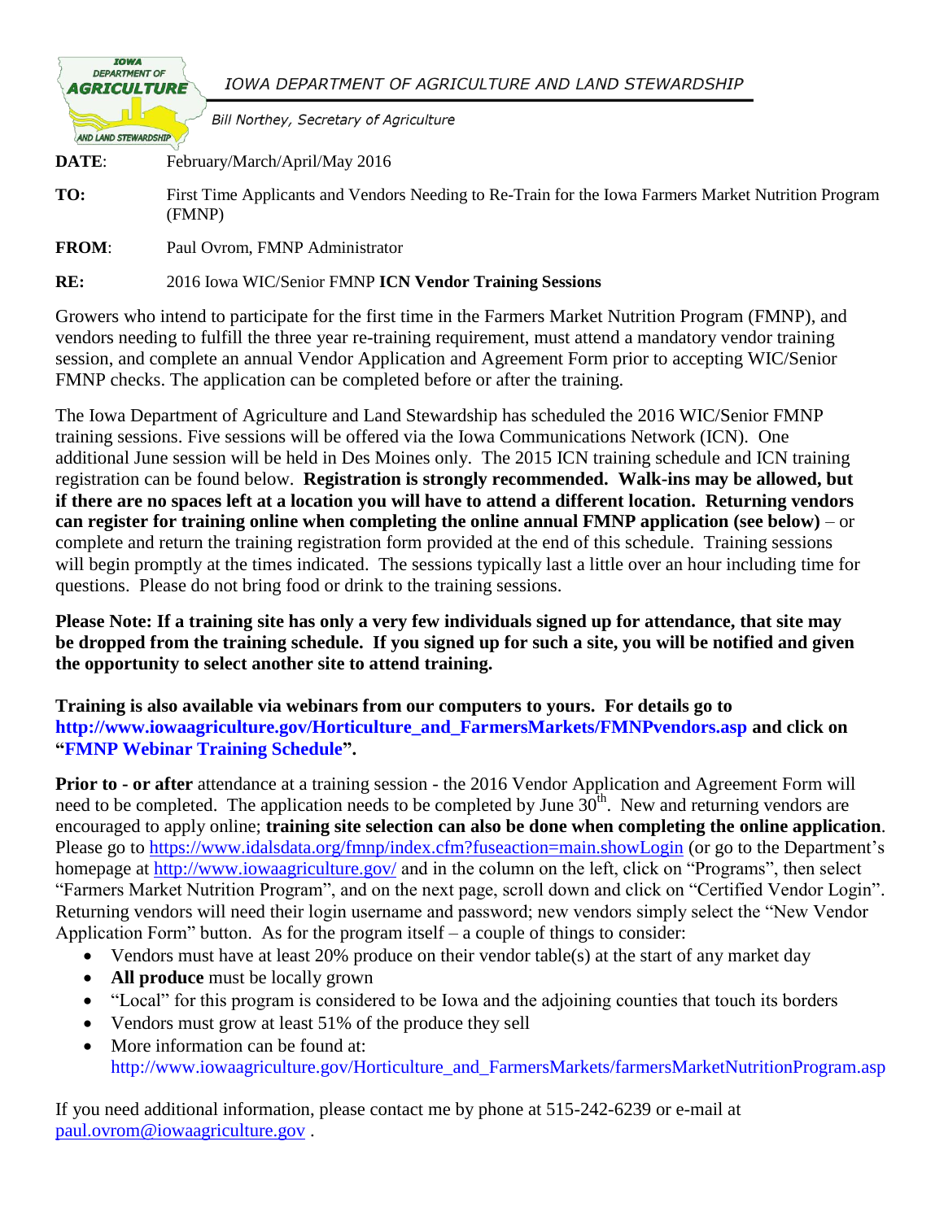IOWA DEPARTMENT OF AGRICULTURE AND LAND STEWARDSHIP

Bill Northey, Secretary of Agriculture

**DATE**: February/March/April/May 2016

**TO:** First Time Applicants and Vendors Needing to Re-Train for the Iowa Farmers Market Nutrition Program (FMNP)

**FROM**: Paul Ovrom, FMNP Administrator

**RE:** 2016 Iowa WIC/Senior FMNP **ICN Vendor Training Sessions**

Growers who intend to participate for the first time in the Farmers Market Nutrition Program (FMNP), and vendors needing to fulfill the three year re-training requirement, must attend a mandatory vendor training session, and complete an annual Vendor Application and Agreement Form prior to accepting WIC/Senior FMNP checks. The application can be completed before or after the training.

The Iowa Department of Agriculture and Land Stewardship has scheduled the 2016 WIC/Senior FMNP training sessions. Five sessions will be offered via the Iowa Communications Network (ICN). One additional June session will be held in Des Moines only. The 2015 ICN training schedule and ICN training registration can be found below. **Registration is strongly recommended. Walk-ins may be allowed, but if there are no spaces left at a location you will have to attend a different location. Returning vendors can register for training online when completing the online annual FMNP application (see below)** – or complete and return the training registration form provided at the end of this schedule. Training sessions will begin promptly at the times indicated. The sessions typically last a little over an hour including time for questions. Please do not bring food or drink to the training sessions.

**Please Note: If a training site has only a very few individuals signed up for attendance, that site may be dropped from the training schedule. If you signed up for such a site, you will be notified and given the opportunity to select another site to attend training.**

**Training is also available via webinars from our computers to yours. For details go to http://www.iowaagriculture.gov/Horticulture_and_FarmersMarkets/FMNPvendors.asp and click on "FMNP Webinar Training Schedule".**

**Prior to - or after** attendance at a training session - the 2016 Vendor Application and Agreement Form will need to be completed. The application needs to be completed by June 30th. New and returning vendors are encouraged to apply online; **training site selection can also be done when completing the online application**. Please go to https://www.idalsdata.org/fmnp/index.cfm?fuseaction=main.showLogin (or go to the Department's homepage at http://www.iowaagriculture.gov/ and in the column on the left, click on "Programs", then select "Farmers Market Nutrition Program", and on the next page, scroll down and click on "Certified Vendor Login". Returning vendors will need their login username and password; new vendors simply select the "New Vendor Application Form" button. As for the program itself – a couple of things to consider:

- Vendors must have at least 20% produce on their vendor table(s) at the start of any market day
- **All produce** must be locally grown
- "Local" for this program is considered to be Iowa and the adjoining counties that touch its borders
- Vendors must grow at least 51% of the produce they sell
- More information can be found at: http://www.iowaagriculture.gov/Horticulture_and_FarmersMarkets/farmersMarketNutritionProgram.asp

If you need additional information, please contact me by phone at 515-242-6239 or e-mail at paul.ovrom@iowaagriculture.gov .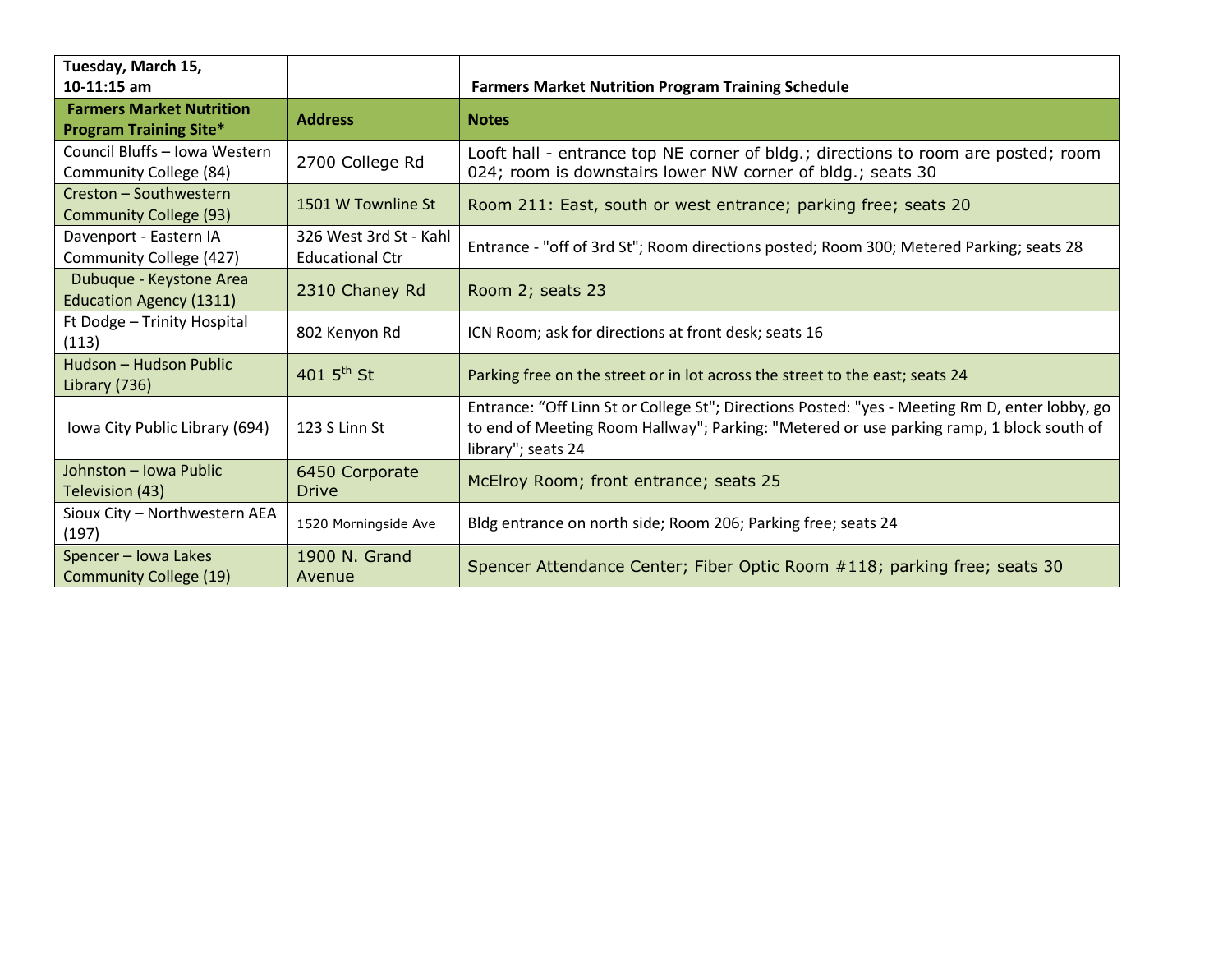| **Tuesday, March 15, 10-11:15 am** | | **Farmers Market Nutrition Program Training Schedule** |
|---|---|---|
| **Farmers Market Nutrition Program Training Site*** | **Address** | **Notes** |
| Council Bluffs – Iowa Western Community College (84) | 2700 College Rd | Looft hall - entrance top NE corner of bldg.; directions to room are posted; room 024; room is downstairs lower NW corner of bldg.; seats 30 |
| Creston – Southwestern Community College (93) | 1501 W Townline St | Room 211: East, south or west entrance; parking free; seats 20 |
| Davenport - Eastern IA Community College (427) | 326 West 3rd St - Kahl Educational Ctr | Entrance - "off of 3rd St"; Room directions posted; Room 300; Metered Parking; seats 28 |
| Dubuque - Keystone Area Education Agency (1311) | 2310 Chaney Rd | Room 2; seats 23 |
| Ft Dodge – Trinity Hospital (113) | 802 Kenyon Rd | ICN Room; ask for directions at front desk; seats 16 |
| Hudson – Hudson Public Library (736) | 401 5th St | Parking free on the street or in lot across the street to the east; seats 24 |
| Iowa City Public Library (694) | 123 S Linn St | Entrance: "Off Linn St or College St"; Directions Posted: "yes - Meeting Rm D, enter lobby, go to end of Meeting Room Hallway"; Parking: "Metered or use parking ramp, 1 block south of library"; seats 24 |
| Johnston – Iowa Public Television (43) | 6450 Corporate Drive | McElroy Room; front entrance; seats 25 |
| Sioux City – Northwestern AEA (197) | 1520 Morningside Ave | Bldg entrance on north side; Room 206; Parking free; seats 24 |
| Spencer – Iowa Lakes Community College (19) | 1900 N. Grand Avenue | Spencer Attendance Center; Fiber Optic Room #118; parking free; seats 30 |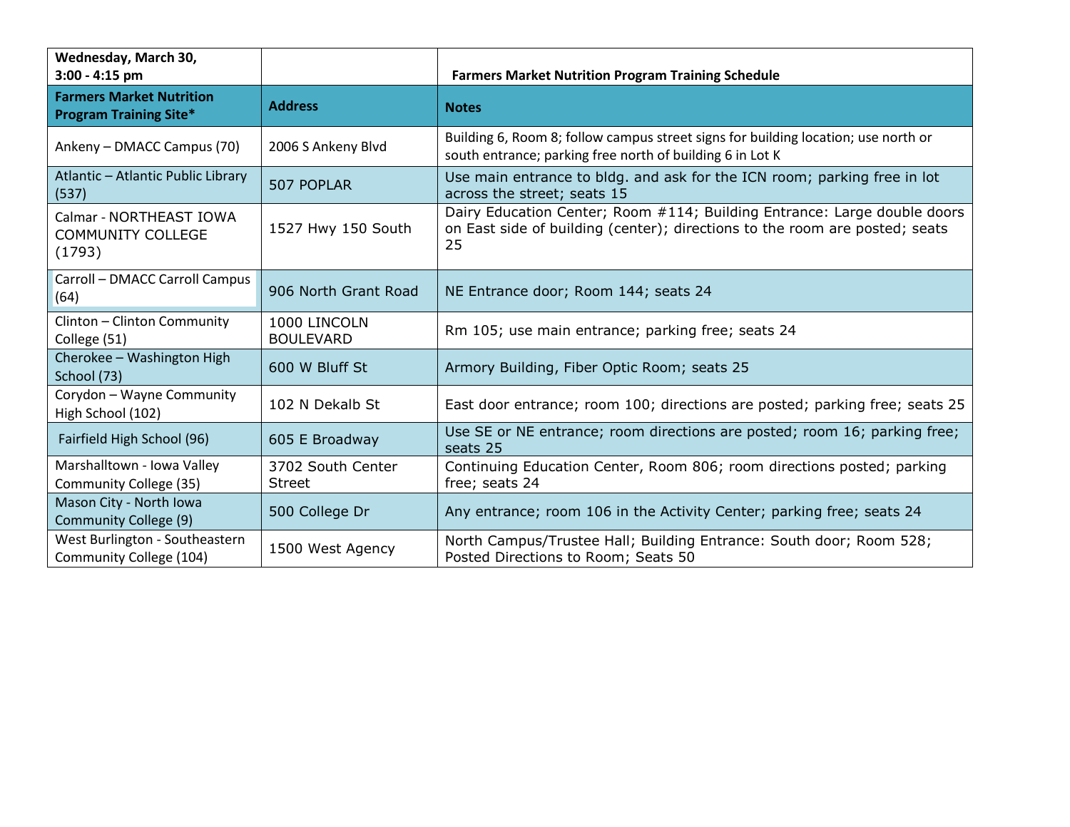| **Wednesday, March 30, 3:00 - 4:15 pm** | | **Farmers Market Nutrition Program Training Schedule** |
|---|---|---|
| **Farmers Market Nutrition Program Training Site*** | **Address** | **Notes** |
| Ankeny – DMACC Campus (70) | 2006 S Ankeny Blvd | Building 6, Room 8; follow campus street signs for building location; use north or south entrance; parking free north of building 6 in Lot K |
| Atlantic – Atlantic Public Library (537) | 507 POPLAR | Use main entrance to bldg. and ask for the ICN room; parking free in lot across the street; seats 15 |
| Calmar - NORTHEAST IOWA COMMUNITY COLLEGE (1793) | 1527 Hwy 150 South | Dairy Education Center; Room #114; Building Entrance: Large double doors on East side of building (center); directions to the room are posted; seats 25 |
| Carroll – DMACC Carroll Campus (64) | 906 North Grant Road | NE Entrance door; Room 144; seats 24 |
| Clinton – Clinton Community College (51) | 1000 LINCOLN BOULEVARD | Rm 105; use main entrance; parking free; seats 24 |
| Cherokee – Washington High School (73) | 600 W Bluff St | Armory Building, Fiber Optic Room; seats 25 |
| Corydon – Wayne Community High School (102) | 102 N Dekalb St | East door entrance; room 100; directions are posted; parking free; seats 25 |
| Fairfield High School (96) | 605 E Broadway | Use SE or NE entrance; room directions are posted; room 16; parking free; seats 25 |
| Marshalltown - Iowa Valley Community College (35) | 3702 South Center Street | Continuing Education Center, Room 806; room directions posted; parking free; seats 24 |
| Mason City - North Iowa Community College (9) | 500 College Dr | Any entrance; room 106 in the Activity Center; parking free; seats 24 |
| West Burlington - Southeastern Community College (104) | 1500 West Agency | North Campus/Trustee Hall; Building Entrance: South door; Room 528; Posted Directions to Room; Seats 50 |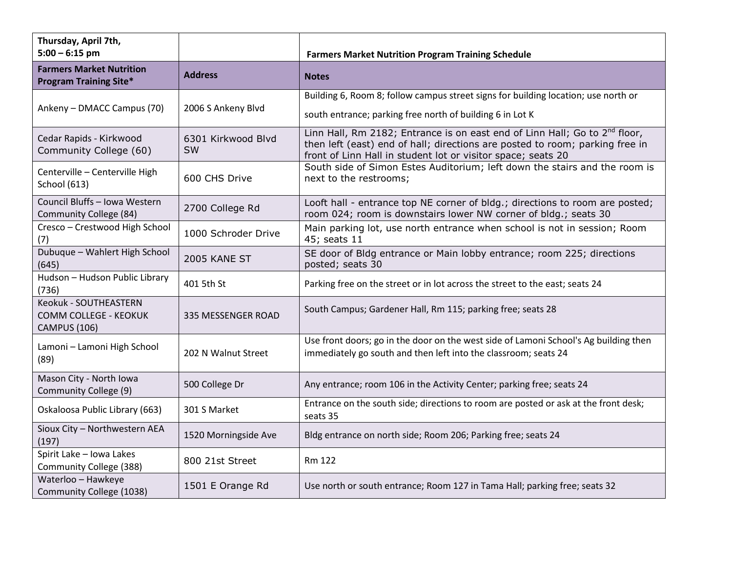| Thursday, April 7th, 5:00 – 6:15 pm | | Farmers Market Nutrition Program Training Schedule |
|---|---|---|
| **Farmers Market Nutrition Program Training Site*** | **Address** | **Notes** |
| Ankeny – DMACC Campus (70) | 2006 S Ankeny Blvd | Building 6, Room 8; follow campus street signs for building location; use north or south entrance; parking free north of building 6 in Lot K |
| Cedar Rapids - Kirkwood Community College (60) | 6301 Kirkwood Blvd SW | Linn Hall, Rm 2182; Entrance is on east end of Linn Hall; Go to 2nd floor, then left (east) end of hall; directions are posted to room; parking free in front of Linn Hall in student lot or visitor space; seats 20 |
| Centerville – Centerville High School (613) | 600 CHS Drive | South side of Simon Estes Auditorium; left down the stairs and the room is next to the restrooms; |
| Council Bluffs – Iowa Western Community College (84) | 2700 College Rd | Looft hall - entrance top NE corner of bldg.; directions to room are posted; room 024; room is downstairs lower NW corner of bldg.; seats 30 |
| Cresco – Crestwood High School (7) | 1000 Schroder Drive | Main parking lot, use north entrance when school is not in session; Room 45; seats 11 |
| Dubuque – Wahlert High School (645) | 2005 KANE ST | SE door of Bldg entrance or Main lobby entrance; room 225; directions posted; seats 30 |
| Hudson – Hudson Public Library (736) | 401 5th St | Parking free on the street or in lot across the street to the east; seats 24 |
| Keokuk - SOUTHEASTERN COMM COLLEGE - KEOKUK CAMPUS (106) | 335 MESSENGER ROAD | South Campus; Gardener Hall, Rm 115; parking free; seats 28 |
| Lamoni – Lamoni High School (89) | 202 N Walnut Street | Use front doors; go in the door on the west side of Lamoni School's Ag building then immediately go south and then left into the classroom; seats 24 |
| Mason City - North Iowa Community College (9) | 500 College Dr | Any entrance; room 106 in the Activity Center; parking free; seats 24 |
| Oskaloosa Public Library (663) | 301 S Market | Entrance on the south side; directions to room are posted or ask at the front desk; seats 35 |
| Sioux City – Northwestern AEA (197) | 1520 Morningside Ave | Bldg entrance on north side; Room 206; Parking free; seats 24 |
| Spirit Lake – Iowa Lakes Community College (388) | 800 21st Street | Rm 122 |
| Waterloo – Hawkeye Community College (1038) | 1501 E Orange Rd | Use north or south entrance; Room 127 in Tama Hall; parking free; seats 32 |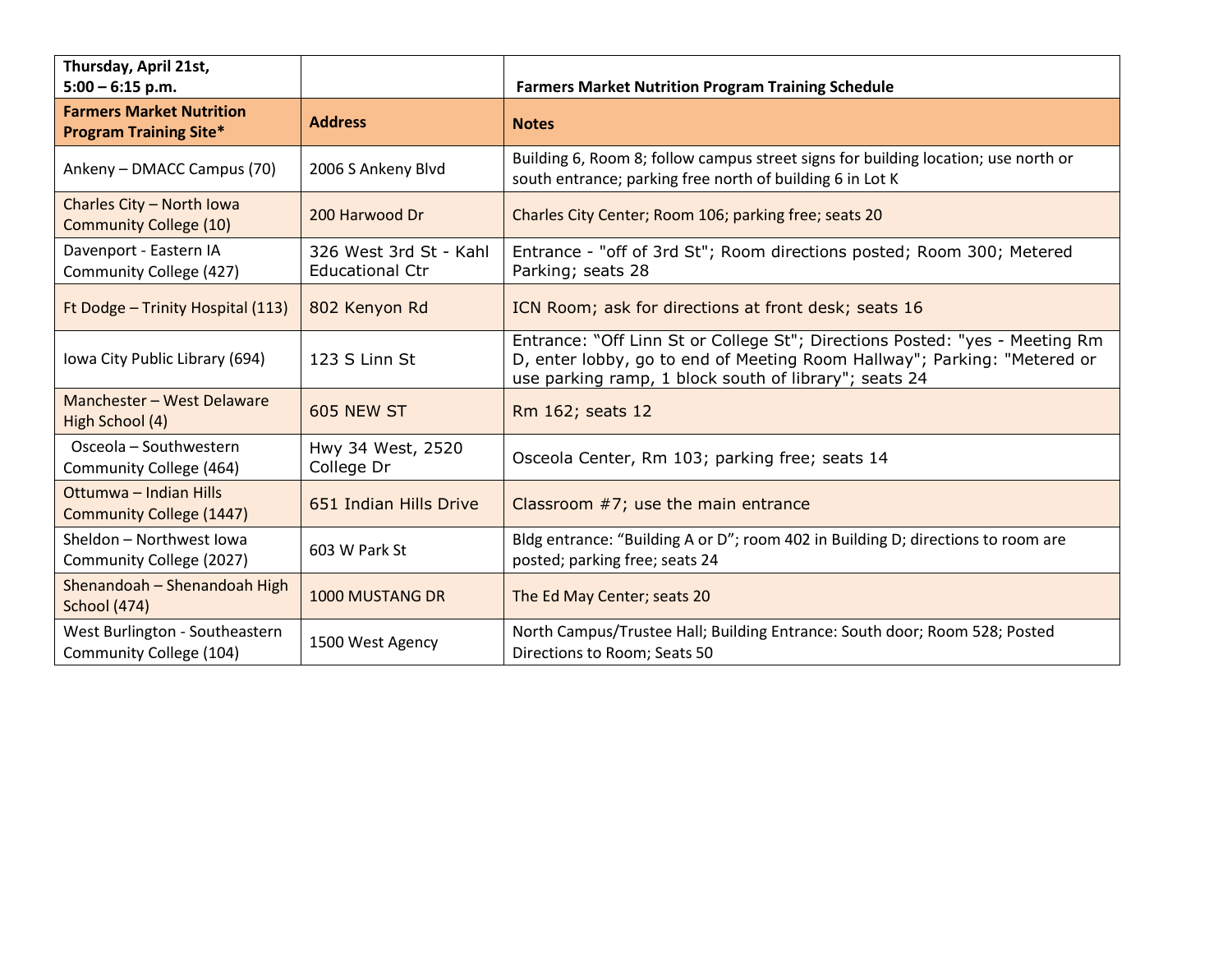| **Thursday, April 21st, 5:00 – 6:15 p.m.** | | **Farmers Market Nutrition Program Training Schedule** |
|---|---|---|
| **Farmers Market Nutrition Program Training Site*** | **Address** | **Notes** |
| Ankeny – DMACC Campus (70) | 2006 S Ankeny Blvd | Building 6, Room 8; follow campus street signs for building location; use north or south entrance; parking free north of building 6 in Lot K |
| Charles City – North Iowa Community College (10) | 200 Harwood Dr | Charles City Center; Room 106; parking free; seats 20 |
| Davenport - Eastern IA Community College (427) | 326 West 3rd St - Kahl Educational Ctr | Entrance - "off of 3rd St"; Room directions posted; Room 300; Metered Parking; seats 28 |
| Ft Dodge – Trinity Hospital (113) | 802 Kenyon Rd | ICN Room; ask for directions at front desk; seats 16 |
| Iowa City Public Library (694) | 123 S Linn St | Entrance: "Off Linn St or College St"; Directions Posted: "yes - Meeting Rm D, enter lobby, go to end of Meeting Room Hallway"; Parking: "Metered or use parking ramp, 1 block south of library"; seats 24 |
| Manchester – West Delaware High School (4) | 605 NEW ST | Rm 162; seats 12 |
| Osceola – Southwestern Community College (464) | Hwy 34 West, 2520 College Dr | Osceola Center, Rm 103; parking free; seats 14 |
| Ottumwa – Indian Hills Community College (1447) | 651 Indian Hills Drive | Classroom #7; use the main entrance |
| Sheldon – Northwest Iowa Community College (2027) | 603 W Park St | Bldg entrance: "Building A or D"; room 402 in Building D; directions to room are posted; parking free; seats 24 |
| Shenandoah – Shenandoah High School (474) | 1000 MUSTANG DR | The Ed May Center; seats 20 |
| West Burlington - Southeastern Community College (104) | 1500 West Agency | North Campus/Trustee Hall; Building Entrance: South door; Room 528; Posted Directions to Room; Seats 50 |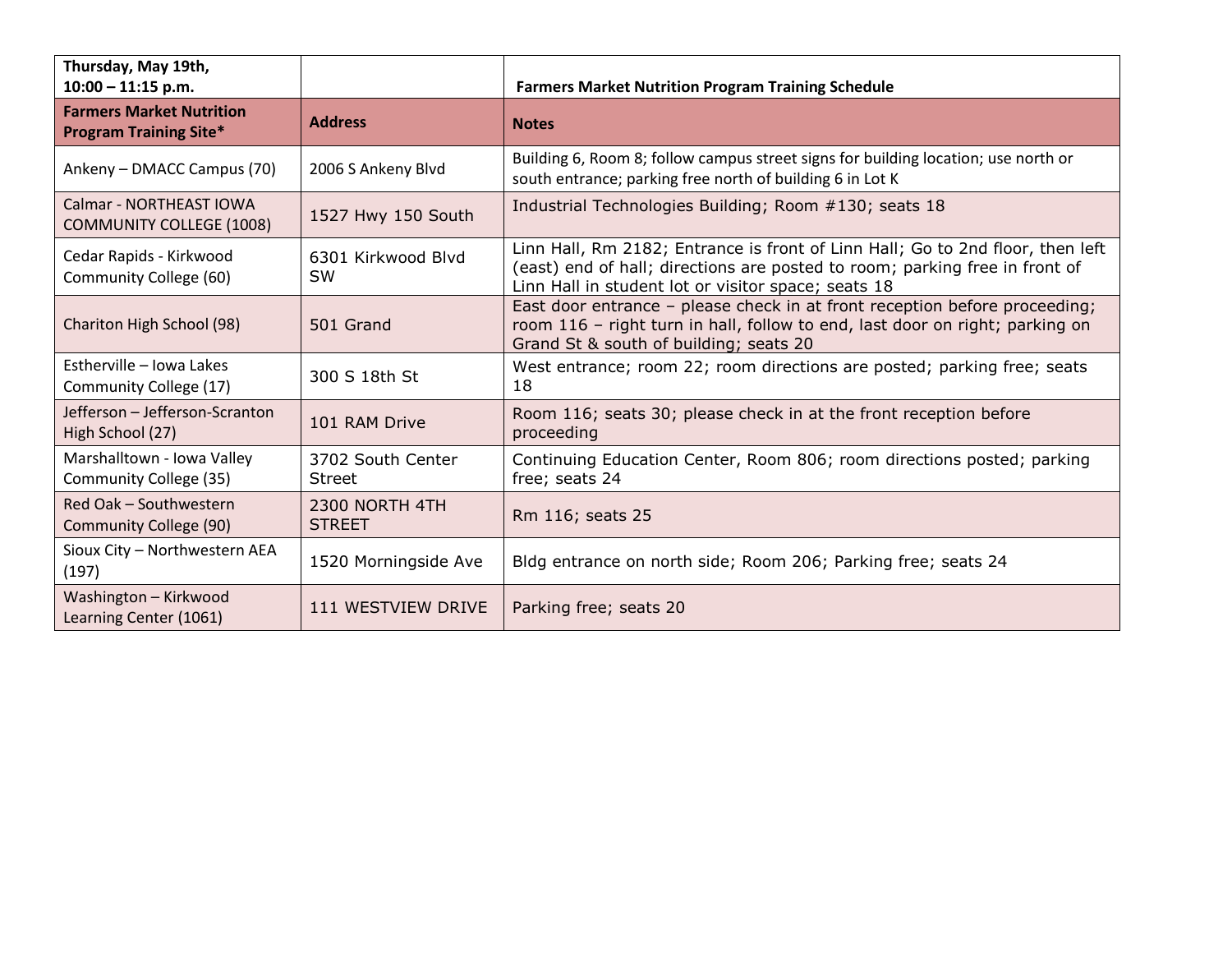| **Thursday, May 19th,<br>10:00 – 11:15 p.m.** | | **Farmers Market Nutrition Program Training Schedule** |
|---|---|---|
| **Farmers Market Nutrition Program Training Site*** | **Address** | **Notes** |
| Ankeny – DMACC Campus (70) | 2006 S Ankeny Blvd | Building 6, Room 8; follow campus street signs for building location; use north or south entrance; parking free north of building 6 in Lot K |
| Calmar - NORTHEAST IOWA COMMUNITY COLLEGE (1008) | 1527 Hwy 150 South | Industrial Technologies Building; Room #130; seats 18 |
| Cedar Rapids - Kirkwood Community College (60) | 6301 Kirkwood Blvd SW | Linn Hall, Rm 2182; Entrance is front of Linn Hall; Go to 2nd floor, then left (east) end of hall; directions are posted to room; parking free in front of Linn Hall in student lot or visitor space; seats 18 |
| Chariton High School (98) | 501 Grand | East door entrance – please check in at front reception before proceeding; room 116 – right turn in hall, follow to end, last door on right; parking on Grand St & south of building; seats 20 |
| Estherville – Iowa Lakes Community College (17) | 300 S 18th St | West entrance; room 22; room directions are posted; parking free; seats 18 |
| Jefferson – Jefferson-Scranton High School (27) | 101 RAM Drive | Room 116; seats 30; please check in at the front reception before proceeding |
| Marshalltown - Iowa Valley Community College (35) | 3702 South Center Street | Continuing Education Center, Room 806; room directions posted; parking free; seats 24 |
| Red Oak – Southwestern Community College (90) | 2300 NORTH 4TH STREET | Rm 116; seats 25 |
| Sioux City – Northwestern AEA (197) | 1520 Morningside Ave | Bldg entrance on north side; Room 206; Parking free; seats 24 |
| Washington – Kirkwood Learning Center (1061) | 111 WESTVIEW DRIVE | Parking free; seats 20 |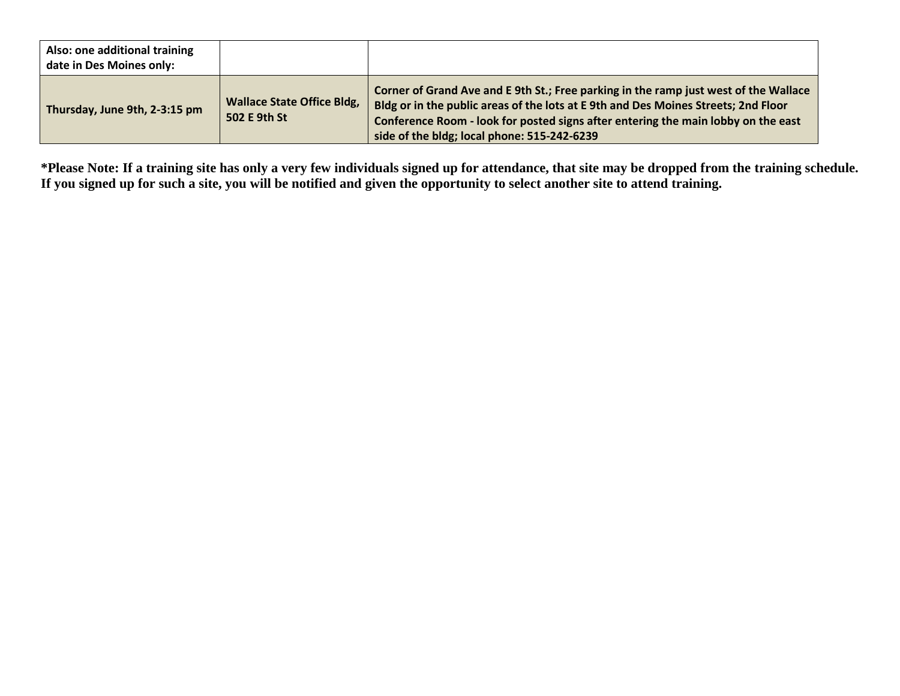| Also: one additional training date in Des Moines only: | | |
|---|---|---|
| Thursday, June 9th, 2-3:15 pm | Wallace State Office Bldg, 502 E 9th St | Corner of Grand Ave and E 9th St.; Free parking in the ramp just west of the Wallace Bldg or in the public areas of the lots at E 9th and Des Moines Streets; 2nd Floor Conference Room - look for posted signs after entering the main lobby on the east side of the bldg; local phone: 515-242-6239 |

**\*Please Note: If a training site has only a very few individuals signed up for attendance, that site may be dropped from the training schedule. If you signed up for such a site, you will be notified and given the opportunity to select another site to attend training.**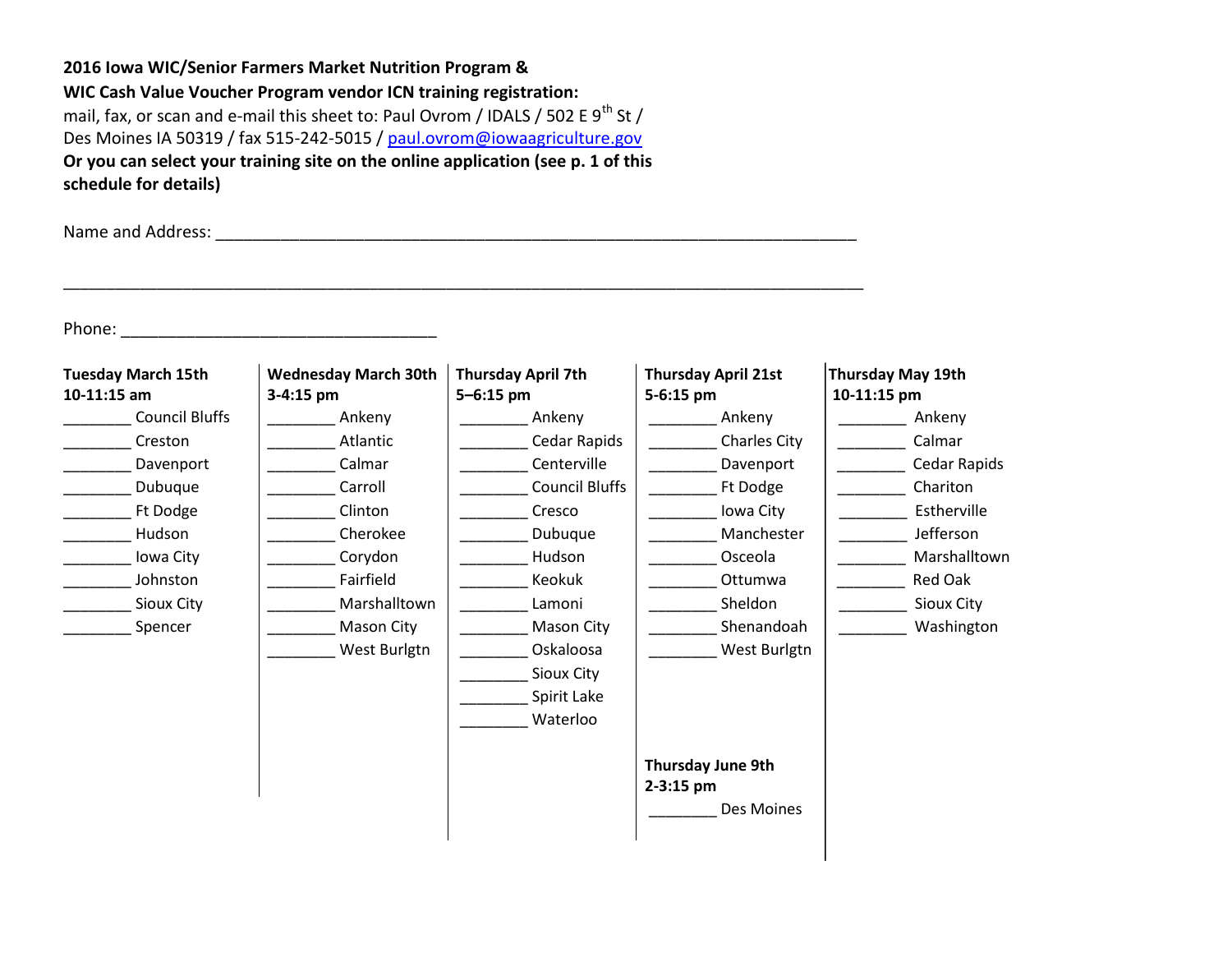**2016 Iowa WIC/Senior Farmers Market Nutrition Program &**
**WIC Cash Value Voucher Program vendor ICN training registration:**
mail, fax, or scan and e-mail this sheet to: Paul Ovrom / IDALS / 502 E 9th St / Des Moines IA 50319 / fax 515-242-5015 / paul.ovrom@iowaagriculture.gov
**Or you can select your training site on the online application (see p. 1 of this schedule for details)**

Name and Address: ___________________________________________________________________________

______________________________________________________________________________________________

Phone: __________________________________

**Tuesday March 15th**
**10-11:15 am**

________ Council Bluffs
________ Creston
________ Davenport
________ Dubuque
________ Ft Dodge
________ Hudson
________ Iowa City
________ Johnston
________ Sioux City
________ Spencer

**Wednesday March 30th**
**3-4:15 pm**

________ Ankeny
________ Atlantic
________ Calmar
________ Carroll
________ Clinton
________ Cherokee
________ Corydon
________ Fairfield
________ Marshalltown
________ Mason City
________ West Burlgtn

**Thursday April 7th**
**5–6:15 pm**

________ Ankeny
________ Cedar Rapids
________ Centerville
________ Council Bluffs
________ Cresco
________ Dubuque
________ Hudson
________ Keokuk
________ Lamoni
________ Mason City
________ Oskaloosa
________ Sioux City
________ Spirit Lake
________ Waterloo

**Thursday April 21st**
**5-6:15 pm**

________ Ankeny
________ Charles City
________ Davenport
________ Ft Dodge
________ Iowa City
________ Manchester
________ Osceola
________ Ottumwa
________ Sheldon
________ Shenandoah
________ West Burlgtn

**Thursday June 9th**
**2-3:15 pm**

________ Des Moines

**Thursday May 19th**
**10-11:15 pm**

________ Ankeny
________ Calmar
________ Cedar Rapids
________ Chariton
________ Estherville
________ Jefferson
________ Marshalltown
________ Red Oak
________ Sioux City
________ Washington